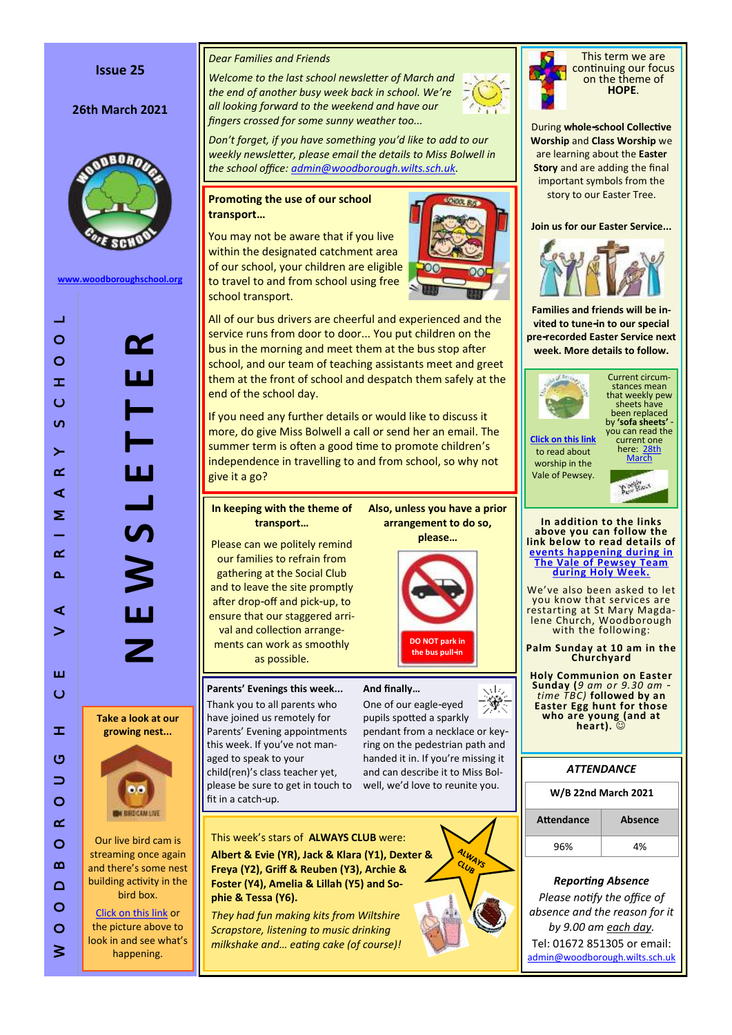Issue 25

26th March 2021

www.woodboroughschool.org

# NEWSLETTER

WOODBOROUGH CE VA PRIMARY SCHOOL

### Take a look at our growing nest...

Our live bird cam is streaming once again and there's some nest building activity in the bird box.

Click on this link or the picture above to look in and see what's happening.

*Dear Families and Friends*

*Welcome to the last school newsletter of March and the end of another busy week back in school. We're all looking forward to the weekend and have our fingers crossed for some sunny weather too...*

*Don't forget, if you have something you'd like to add to our weekly newsletter, please email the details to Miss Bolwell in the school office: admin@woodborough.wilts.sch.uk.*

### Promoting the use of our school transport...

You may not be aware that if you live within the designated catchment area of our school, your children are eligible to travel to and from school using free school transport.

All of our bus drivers are cheerful and experienced and the service runs from door to door... You put children on the bus in the morning and meet them at the bus stop after school, and our team of teaching assistants meet and greet them at the front of school and despatch them safely at the end of the school day.

If you need any further details or would like to discuss it more, do give Miss Bolwell a call or send her an email. The summer term is often a good time to promote children's independence in travelling to and from school, so why not give it a go?

### In keeping with the theme of transport...

Please can we politely remind our families to refrain from gathering at the Social Club and to leave the site promptly after drop-off and pick-up, to ensure that our staggered arrival and collection arrangements can work as smoothly as possible.

### Also, unless you have a prior arrangement to do so, please...

DO NOT park in the bus pull-in

### Parents' Evenings this week...

Thank you to all parents who have joined us remotely for Parents' Evening appointments this week. If you've not managed to get in touch with your child(ren)'s class teacher yet, please be sure to get in touch to fit in a catch-up.

### And finally...

One of our eagle-eyed pupils spotted a sparkly pendant from a necklace or keyring on the pedestrian path and handed it in. If you're missing it and can describe it to Miss Bolwell, we'd love to reunite you.

This week's stars of **ALWAYS CLUB** were:

**Albert & Evie (YR), Jack & Klara (Y1), Dexter & Freya (Y2), Griff & Reuben (Y3), Archie & Foster (Y4), Amelia & Lillah (Y5) and Sophie & Tessa (Y6).**

*They had fun making kits from Wiltshire Scrapstore, listening to music drinking milkshake and... eating cake (of course)!*

This term we are continuing our focus on the theme of **HOPE**.

During **whole-school Collective Worship** and **Class Worship** we are learning about the **Easter Story** and are adding the final important symbols from the story to our Easter Tree.

**Join us for our Easter Service...**

**Families and friends will be invited to tune-in to our special pre-recorded Easter Service next week. More details to follow.**

Current circumstances mean that weekly pew sheets have been replaced by **'sofa sheets'** - you can read the current one here: 28th March

Click on this link to read about worship in the Vale of Pewsey.

**In addition to the links above you can follow the link below to read details of events happening during in The Vale of Pewsey Team during Holy Week.**

We've also been asked to let you know that services are restarting at St Mary Magdalene Church, Woodborough with the following:

**Palm Sunday at 10 am in the Churchyard**

**Holy Communion on Easter Sunday (*9 am or 9.30 am - time TBC*) followed by an Easter Egg hunt for those who are young (and at heart).** ☺

### *ATTENDANCE*

| W/B 22nd March 2021 | |
|---|---|
| **Attendance** | **Absence** |
| 96% | 4% |

***Reporting Absence***

*Please notify the office of absence and the reason for it by 9.00 am each day.*

Tel: 01672 851305 or email: admin@woodborough.wilts.sch.uk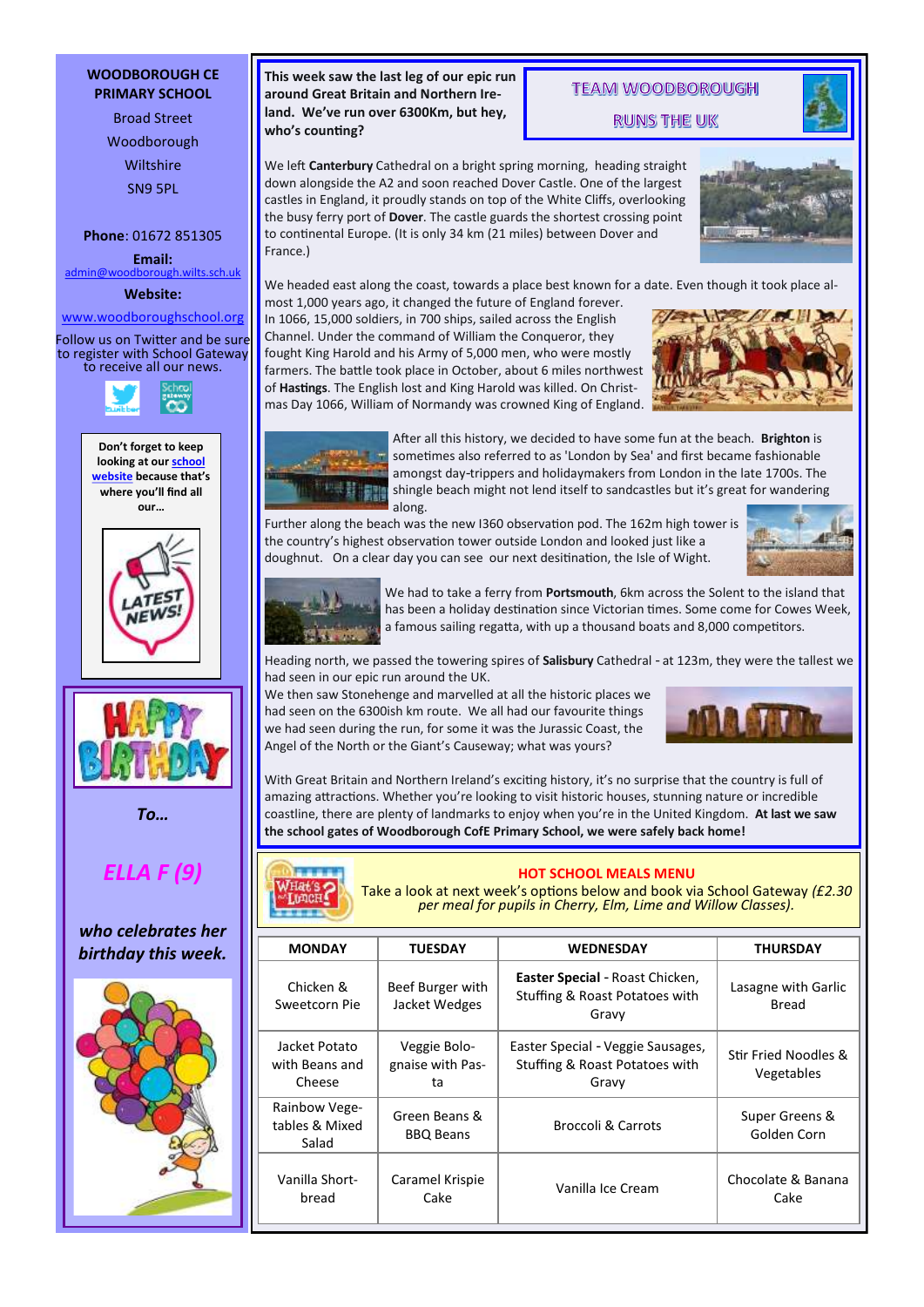**WOODBOROUGH CE PRIMARY SCHOOL**

Broad Street

Woodborough

Wiltshire

SN9 5PL

**Phone**: 01672 851305

**Email:**
admin@woodborough.wilts.sch.uk

**Website:**

www.woodboroughschool.org

Follow us on Twitter and be sure to register with School Gateway to receive all our news.

**Don't forget to keep looking at our school website because that's where you'll find all our…**

*To…*

***ELLA F (9)***

***who celebrates her birthday this week.***

**This week saw the last leg of our epic run around Great Britain and Northern Ireland. We've run over 6300Km, but hey, who's counting?**

## TEAM WOODBOROUGH RUNS THE UK

We left **Canterbury** Cathedral on a bright spring morning, heading straight down alongside the A2 and soon reached Dover Castle. One of the largest castles in England, it proudly stands on top of the White Cliffs, overlooking the busy ferry port of **Dover**. The castle guards the shortest crossing point to continental Europe. (It is only 34 km (21 miles) between Dover and France.)

We headed east along the coast, towards a place best known for a date. Even though it took place almost 1,000 years ago, it changed the future of England forever. In 1066, 15,000 soldiers, in 700 ships, sailed across the English Channel. Under the command of William the Conqueror, they fought King Harold and his Army of 5,000 men, who were mostly farmers. The battle took place in October, about 6 miles northwest of **Hastings**. The English lost and King Harold was killed. On Christmas Day 1066, William of Normandy was crowned King of England.

After all this history, we decided to have some fun at the beach. **Brighton** is sometimes also referred to as 'London by Sea' and first became fashionable amongst day-trippers and holidaymakers from London in the late 1700s. The shingle beach might not lend itself to sandcastles but it's great for wandering along.

Further along the beach was the new I360 observation pod. The 162m high tower is the country's highest observation tower outside London and looked just like a doughnut. On a clear day you can see our next desitination, the Isle of Wight.

We had to take a ferry from **Portsmouth**, 6km across the Solent to the island that has been a holiday destination since Victorian times. Some come for Cowes Week, a famous sailing regatta, with up a thousand boats and 8,000 competitors.

Heading north, we passed the towering spires of **Salisbury** Cathedral - at 123m, they were the tallest we had seen in our epic run around the UK.

We then saw Stonehenge and marvelled at all the historic places we had seen on the 6300ish km route. We all had our favourite things we had seen during the run, for some it was the Jurassic Coast, the Angel of the North or the Giant's Causeway; what was yours?

With Great Britain and Northern Ireland's exciting history, it's no surprise that the country is full of amazing attractions. Whether you're looking to visit historic houses, stunning nature or incredible coastline, there are plenty of landmarks to enjoy when you're in the United Kingdom. **At last we saw the school gates of Woodborough CofE Primary School, we were safely back home!**

## HOT SCHOOL MEALS MENU

Take a look at next week's options below and book via School Gateway *(£2.30 per meal for pupils in Cherry, Elm, Lime and Willow Classes).*

| MONDAY | TUESDAY | WEDNESDAY | THURSDAY |
|---|---|---|---|
| Chicken & Sweetcorn Pie | Beef Burger with Jacket Wedges | **Easter Special** - Roast Chicken, Stuffing & Roast Potatoes with Gravy | Lasagne with Garlic Bread |
| Jacket Potato with Beans and Cheese | Veggie Bolognaise with Pasta | Easter Special - Veggie Sausages, Stuffing & Roast Potatoes with Gravy | Stir Fried Noodles & Vegetables |
| Rainbow Vegetables & Mixed Salad | Green Beans & BBQ Beans | Broccoli & Carrots | Super Greens & Golden Corn |
| Vanilla Shortbread | Caramel Krispie Cake | Vanilla Ice Cream | Chocolate & Banana Cake |